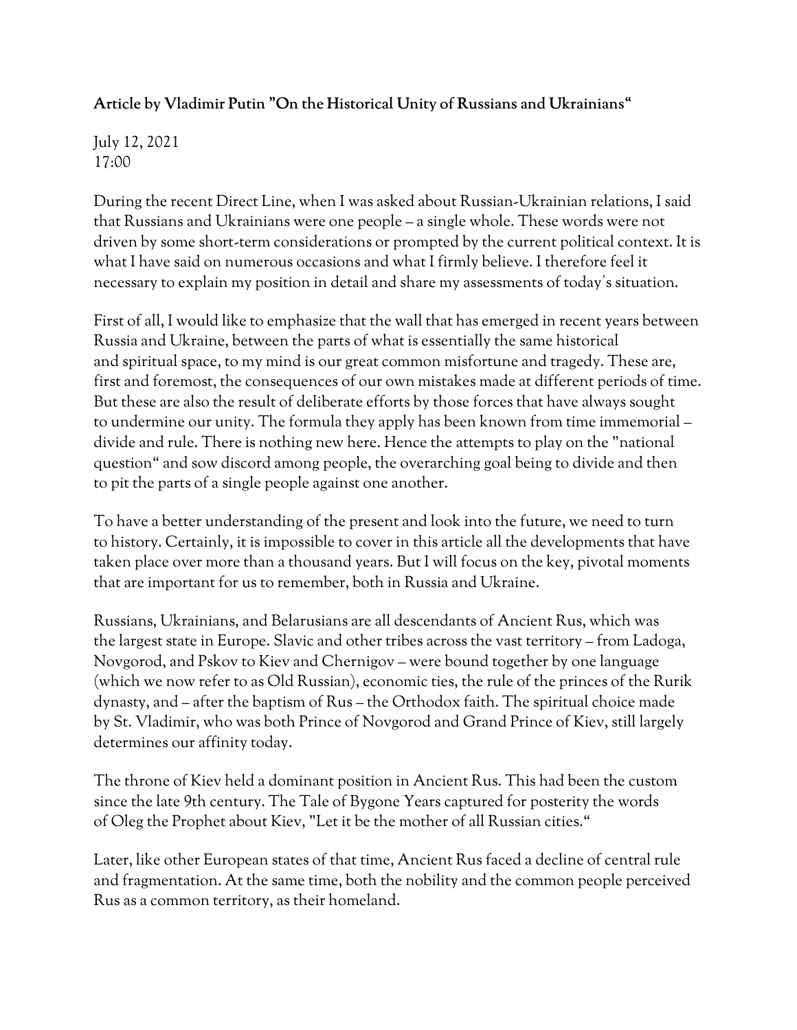**Article by Vladimir Putin "On the Historical Unity of Russians and Ukrainians"**

July 12, 2021
17:00

During the recent Direct Line, when I was asked about Russian-Ukrainian relations, I said that Russians and Ukrainians were one people – a single whole. These words were not driven by some short-term considerations or prompted by the current political context. It is what I have said on numerous occasions and what I firmly believe. I therefore feel it necessary to explain my position in detail and share my assessments of today's situation.

First of all, I would like to emphasize that the wall that has emerged in recent years between Russia and Ukraine, between the parts of what is essentially the same historical and spiritual space, to my mind is our great common misfortune and tragedy. These are, first and foremost, the consequences of our own mistakes made at different periods of time. But these are also the result of deliberate efforts by those forces that have always sought to undermine our unity. The formula they apply has been known from time immemorial – divide and rule. There is nothing new here. Hence the attempts to play on the "national question" and sow discord among people, the overarching goal being to divide and then to pit the parts of a single people against one another.

To have a better understanding of the present and look into the future, we need to turn to history. Certainly, it is impossible to cover in this article all the developments that have taken place over more than a thousand years. But I will focus on the key, pivotal moments that are important for us to remember, both in Russia and Ukraine.

Russians, Ukrainians, and Belarusians are all descendants of Ancient Rus, which was the largest state in Europe. Slavic and other tribes across the vast territory – from Ladoga, Novgorod, and Pskov to Kiev and Chernigov – were bound together by one language (which we now refer to as Old Russian), economic ties, the rule of the princes of the Rurik dynasty, and – after the baptism of Rus – the Orthodox faith. The spiritual choice made by St. Vladimir, who was both Prince of Novgorod and Grand Prince of Kiev, still largely determines our affinity today.

The throne of Kiev held a dominant position in Ancient Rus. This had been the custom since the late 9th century. The Tale of Bygone Years captured for posterity the words of Oleg the Prophet about Kiev, "Let it be the mother of all Russian cities."

Later, like other European states of that time, Ancient Rus faced a decline of central rule and fragmentation. At the same time, both the nobility and the common people perceived Rus as a common territory, as their homeland.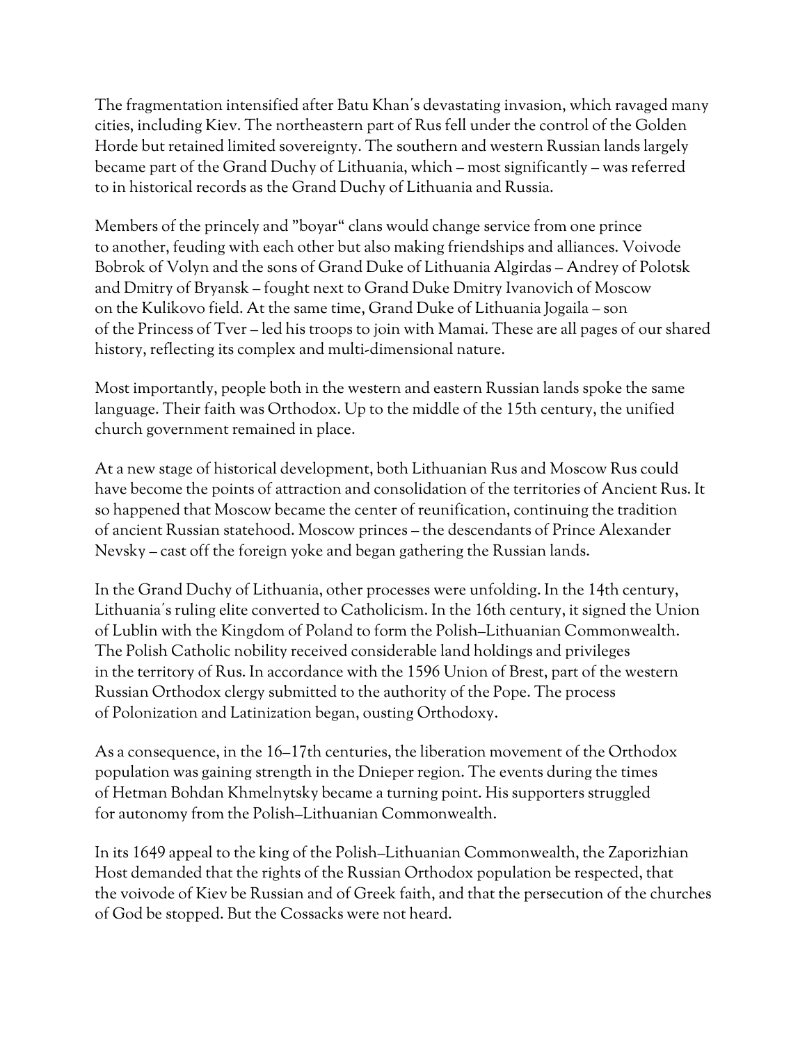The fragmentation intensified after Batu Khan's devastating invasion, which ravaged many cities, including Kiev. The northeastern part of Rus fell under the control of the Golden Horde but retained limited sovereignty. The southern and western Russian lands largely became part of the Grand Duchy of Lithuania, which – most significantly – was referred to in historical records as the Grand Duchy of Lithuania and Russia.

Members of the princely and "boyar" clans would change service from one prince to another, feuding with each other but also making friendships and alliances. Voivode Bobrok of Volyn and the sons of Grand Duke of Lithuania Algirdas – Andrey of Polotsk and Dmitry of Bryansk – fought next to Grand Duke Dmitry Ivanovich of Moscow on the Kulikovo field. At the same time, Grand Duke of Lithuania Jogaila – son of the Princess of Tver – led his troops to join with Mamai. These are all pages of our shared history, reflecting its complex and multi-dimensional nature.

Most importantly, people both in the western and eastern Russian lands spoke the same language. Their faith was Orthodox. Up to the middle of the 15th century, the unified church government remained in place.

At a new stage of historical development, both Lithuanian Rus and Moscow Rus could have become the points of attraction and consolidation of the territories of Ancient Rus. It so happened that Moscow became the center of reunification, continuing the tradition of ancient Russian statehood. Moscow princes – the descendants of Prince Alexander Nevsky – cast off the foreign yoke and began gathering the Russian lands.

In the Grand Duchy of Lithuania, other processes were unfolding. In the 14th century, Lithuania's ruling elite converted to Catholicism. In the 16th century, it signed the Union of Lublin with the Kingdom of Poland to form the Polish–Lithuanian Commonwealth. The Polish Catholic nobility received considerable land holdings and privileges in the territory of Rus. In accordance with the 1596 Union of Brest, part of the western Russian Orthodox clergy submitted to the authority of the Pope. The process of Polonization and Latinization began, ousting Orthodoxy.

As a consequence, in the 16–17th centuries, the liberation movement of the Orthodox population was gaining strength in the Dnieper region. The events during the times of Hetman Bohdan Khmelnytsky became a turning point. His supporters struggled for autonomy from the Polish–Lithuanian Commonwealth.

In its 1649 appeal to the king of the Polish–Lithuanian Commonwealth, the Zaporizhian Host demanded that the rights of the Russian Orthodox population be respected, that the voivode of Kiev be Russian and of Greek faith, and that the persecution of the churches of God be stopped. But the Cossacks were not heard.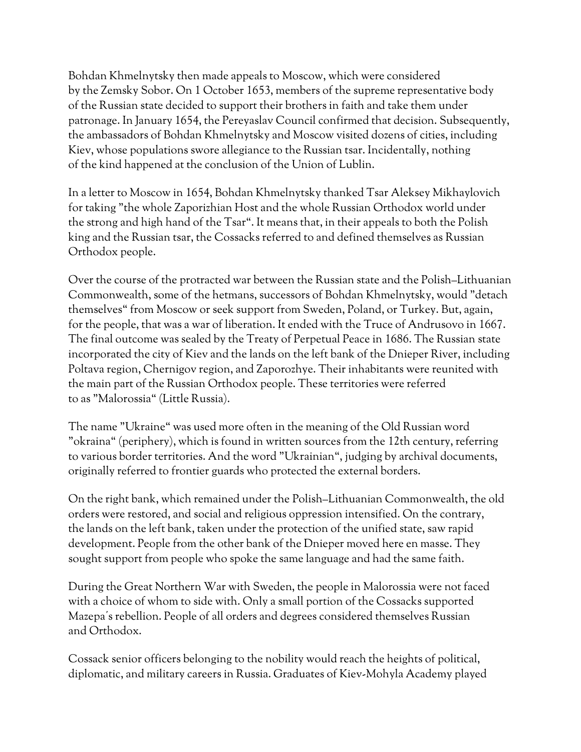Bohdan Khmelnytsky then made appeals to Moscow, which were considered by the Zemsky Sobor. On 1 October 1653, members of the supreme representative body of the Russian state decided to support their brothers in faith and take them under patronage. In January 1654, the Pereyaslav Council confirmed that decision. Subsequently, the ambassadors of Bohdan Khmelnytsky and Moscow visited dozens of cities, including Kiev, whose populations swore allegiance to the Russian tsar. Incidentally, nothing of the kind happened at the conclusion of the Union of Lublin.

In a letter to Moscow in 1654, Bohdan Khmelnytsky thanked Tsar Aleksey Mikhaylovich for taking "the whole Zaporizhian Host and the whole Russian Orthodox world under the strong and high hand of the Tsar". It means that, in their appeals to both the Polish king and the Russian tsar, the Cossacks referred to and defined themselves as Russian Orthodox people.

Over the course of the protracted war between the Russian state and the Polish–Lithuanian Commonwealth, some of the hetmans, successors of Bohdan Khmelnytsky, would "detach themselves" from Moscow or seek support from Sweden, Poland, or Turkey. But, again, for the people, that was a war of liberation. It ended with the Truce of Andrusovo in 1667. The final outcome was sealed by the Treaty of Perpetual Peace in 1686. The Russian state incorporated the city of Kiev and the lands on the left bank of the Dnieper River, including Poltava region, Chernigov region, and Zaporozhye. Their inhabitants were reunited with the main part of the Russian Orthodox people. These territories were referred to as "Malorossia" (Little Russia).

The name "Ukraine" was used more often in the meaning of the Old Russian word "okraina" (periphery), which is found in written sources from the 12th century, referring to various border territories. And the word "Ukrainian", judging by archival documents, originally referred to frontier guards who protected the external borders.

On the right bank, which remained under the Polish–Lithuanian Commonwealth, the old orders were restored, and social and religious oppression intensified. On the contrary, the lands on the left bank, taken under the protection of the unified state, saw rapid development. People from the other bank of the Dnieper moved here en masse. They sought support from people who spoke the same language and had the same faith.

During the Great Northern War with Sweden, the people in Malorossia were not faced with a choice of whom to side with. Only a small portion of the Cossacks supported Mazepa's rebellion. People of all orders and degrees considered themselves Russian and Orthodox.

Cossack senior officers belonging to the nobility would reach the heights of political, diplomatic, and military careers in Russia. Graduates of Kiev-Mohyla Academy played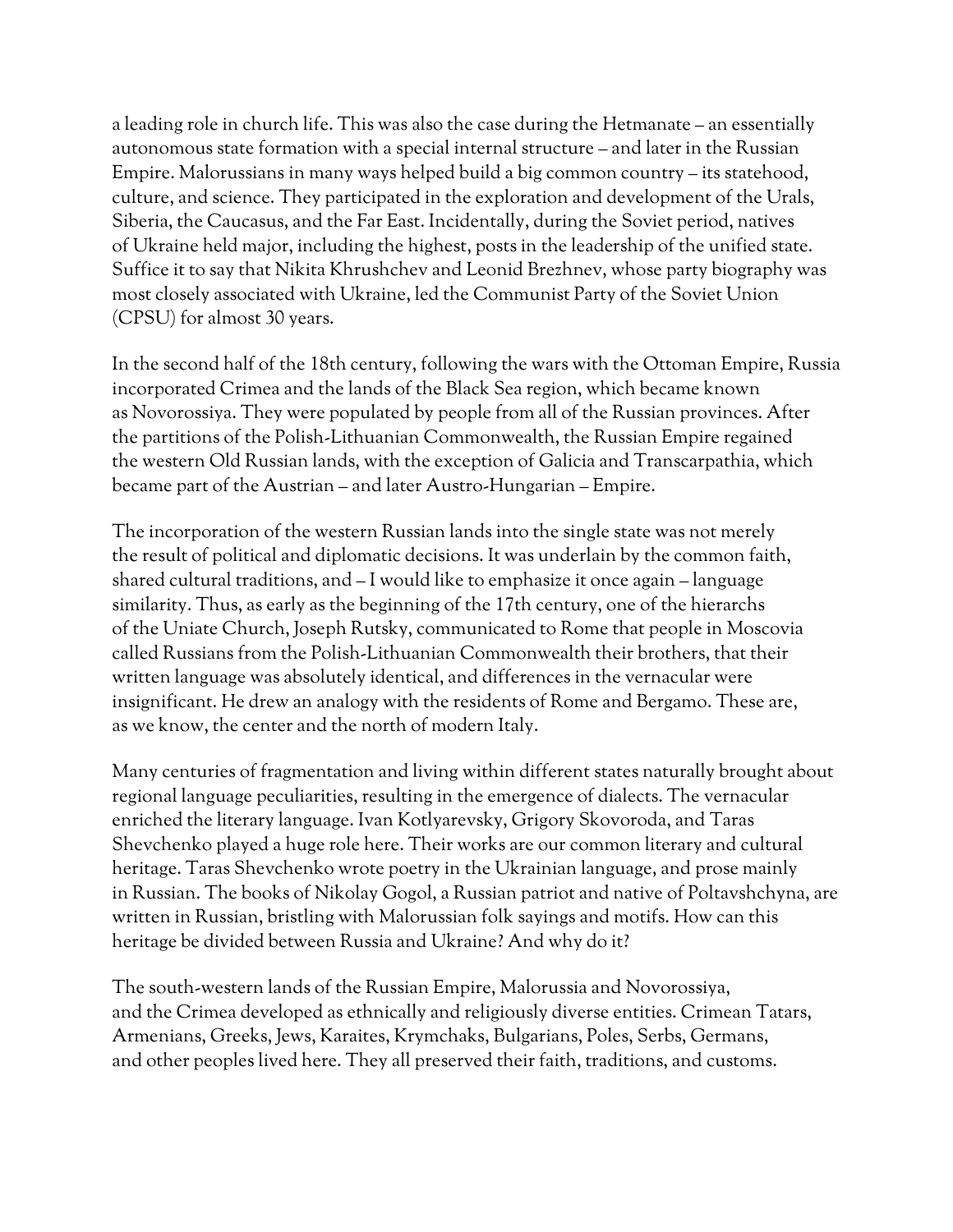a leading role in church life. This was also the case during the Hetmanate – an essentially autonomous state formation with a special internal structure – and later in the Russian Empire. Malorussians in many ways helped build a big common country – its statehood, culture, and science. They participated in the exploration and development of the Urals, Siberia, the Caucasus, and the Far East. Incidentally, during the Soviet period, natives of Ukraine held major, including the highest, posts in the leadership of the unified state. Suffice it to say that Nikita Khrushchev and Leonid Brezhnev, whose party biography was most closely associated with Ukraine, led the Communist Party of the Soviet Union (CPSU) for almost 30 years.

In the second half of the 18th century, following the wars with the Ottoman Empire, Russia incorporated Crimea and the lands of the Black Sea region, which became known as Novorossiya. They were populated by people from all of the Russian provinces. After the partitions of the Polish-Lithuanian Commonwealth, the Russian Empire regained the western Old Russian lands, with the exception of Galicia and Transcarpathia, which became part of the Austrian – and later Austro-Hungarian – Empire.

The incorporation of the western Russian lands into the single state was not merely the result of political and diplomatic decisions. It was underlain by the common faith, shared cultural traditions, and – I would like to emphasize it once again – language similarity. Thus, as early as the beginning of the 17th century, one of the hierarchs of the Uniate Church, Joseph Rutsky, communicated to Rome that people in Moscovia called Russians from the Polish-Lithuanian Commonwealth their brothers, that their written language was absolutely identical, and differences in the vernacular were insignificant. He drew an analogy with the residents of Rome and Bergamo. These are, as we know, the center and the north of modern Italy.

Many centuries of fragmentation and living within different states naturally brought about regional language peculiarities, resulting in the emergence of dialects. The vernacular enriched the literary language. Ivan Kotlyarevsky, Grigory Skovoroda, and Taras Shevchenko played a huge role here. Their works are our common literary and cultural heritage. Taras Shevchenko wrote poetry in the Ukrainian language, and prose mainly in Russian. The books of Nikolay Gogol, a Russian patriot and native of Poltavshchyna, are written in Russian, bristling with Malorussian folk sayings and motifs. How can this heritage be divided between Russia and Ukraine? And why do it?

The south-western lands of the Russian Empire, Malorussia and Novorossiya, and the Crimea developed as ethnically and religiously diverse entities. Crimean Tatars, Armenians, Greeks, Jews, Karaites, Krymchaks, Bulgarians, Poles, Serbs, Germans, and other peoples lived here. They all preserved their faith, traditions, and customs.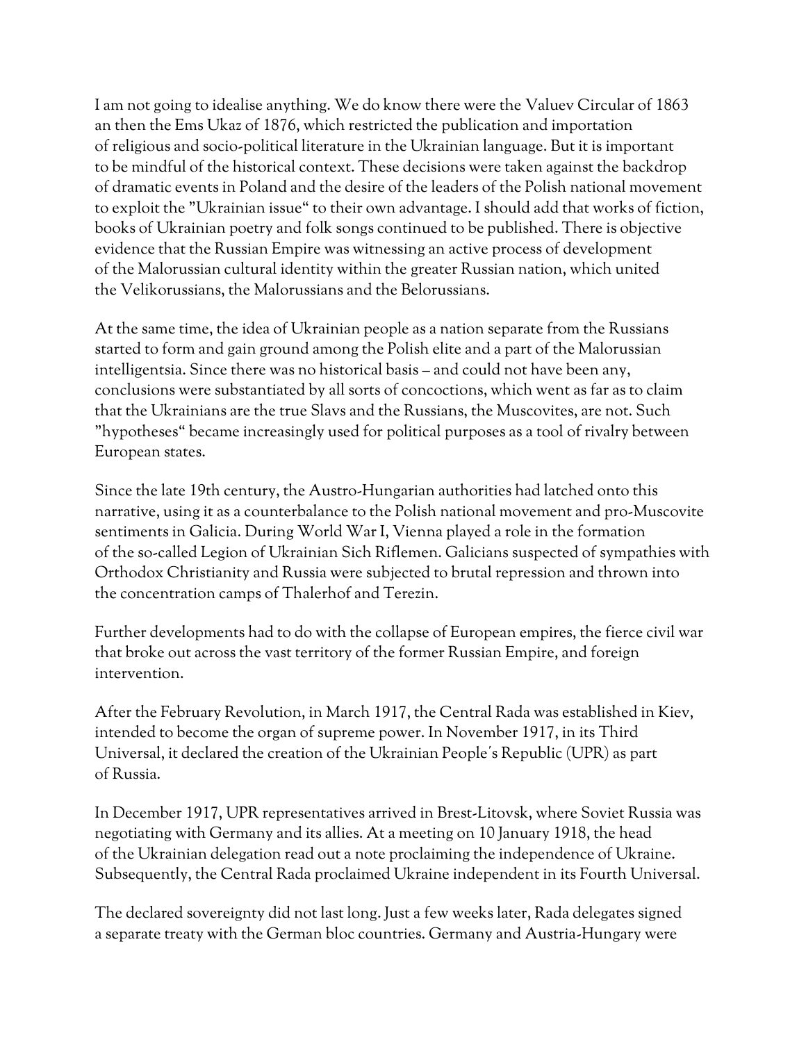I am not going to idealise anything. We do know there were the Valuev Circular of 1863 an then the Ems Ukaz of 1876, which restricted the publication and importation of religious and socio-political literature in the Ukrainian language. But it is important to be mindful of the historical context. These decisions were taken against the backdrop of dramatic events in Poland and the desire of the leaders of the Polish national movement to exploit the "Ukrainian issue" to their own advantage. I should add that works of fiction, books of Ukrainian poetry and folk songs continued to be published. There is objective evidence that the Russian Empire was witnessing an active process of development of the Malorussian cultural identity within the greater Russian nation, which united the Velikorussians, the Malorussians and the Belorussians.

At the same time, the idea of Ukrainian people as a nation separate from the Russians started to form and gain ground among the Polish elite and a part of the Malorussian intelligentsia. Since there was no historical basis – and could not have been any, conclusions were substantiated by all sorts of concoctions, which went as far as to claim that the Ukrainians are the true Slavs and the Russians, the Muscovites, are not. Such "hypotheses" became increasingly used for political purposes as a tool of rivalry between European states.

Since the late 19th century, the Austro-Hungarian authorities had latched onto this narrative, using it as a counterbalance to the Polish national movement and pro-Muscovite sentiments in Galicia. During World War I, Vienna played a role in the formation of the so-called Legion of Ukrainian Sich Riflemen. Galicians suspected of sympathies with Orthodox Christianity and Russia were subjected to brutal repression and thrown into the concentration camps of Thalerhof and Terezin.

Further developments had to do with the collapse of European empires, the fierce civil war that broke out across the vast territory of the former Russian Empire, and foreign intervention.

After the February Revolution, in March 1917, the Central Rada was established in Kiev, intended to become the organ of supreme power. In November 1917, in its Third Universal, it declared the creation of the Ukrainian People's Republic (UPR) as part of Russia.

In December 1917, UPR representatives arrived in Brest-Litovsk, where Soviet Russia was negotiating with Germany and its allies. At a meeting on 10 January 1918, the head of the Ukrainian delegation read out a note proclaiming the independence of Ukraine. Subsequently, the Central Rada proclaimed Ukraine independent in its Fourth Universal.

The declared sovereignty did not last long. Just a few weeks later, Rada delegates signed a separate treaty with the German bloc countries. Germany and Austria-Hungary were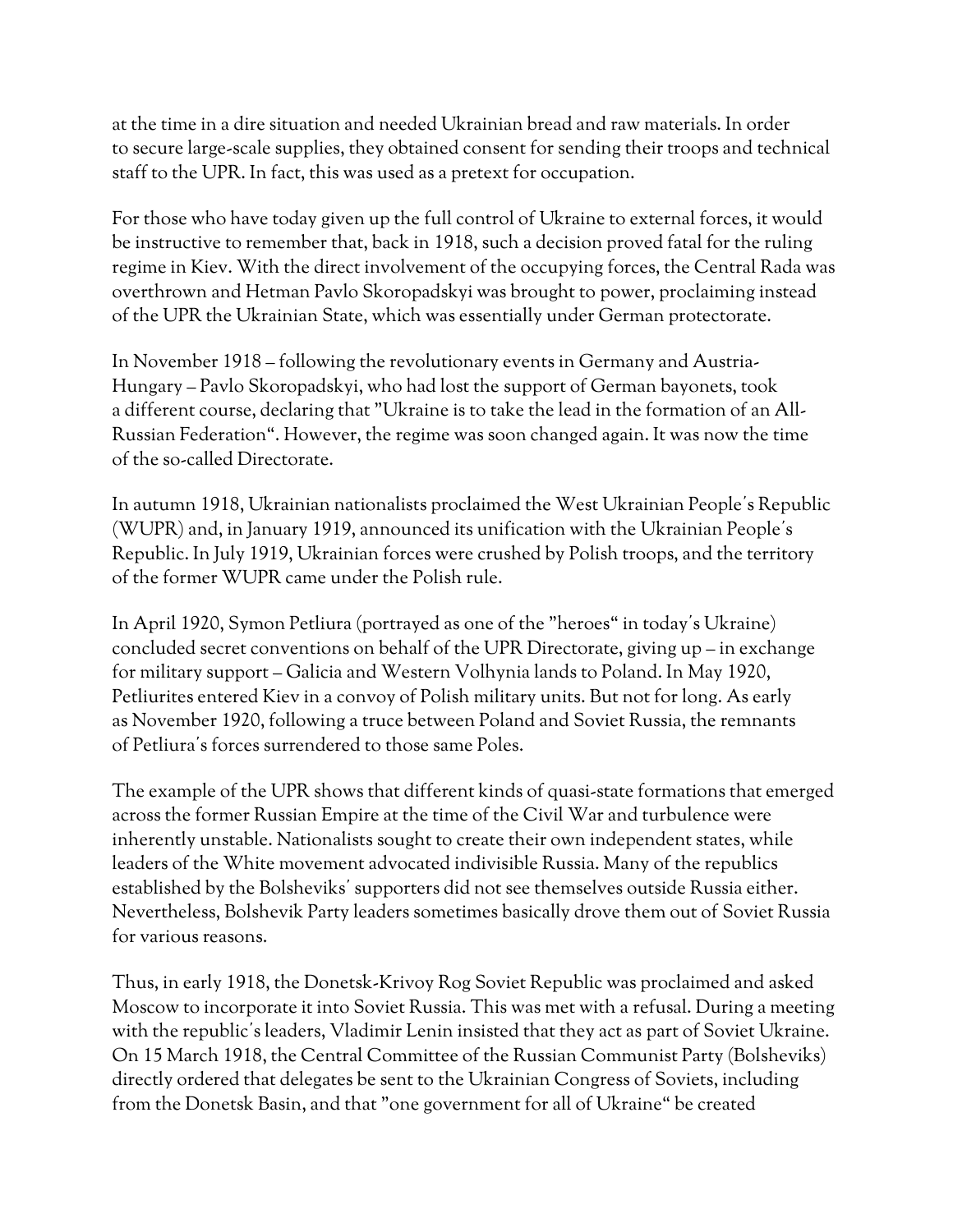at the time in a dire situation and needed Ukrainian bread and raw materials. In order to secure large-scale supplies, they obtained consent for sending their troops and technical staff to the UPR. In fact, this was used as a pretext for occupation.

For those who have today given up the full control of Ukraine to external forces, it would be instructive to remember that, back in 1918, such a decision proved fatal for the ruling regime in Kiev. With the direct involvement of the occupying forces, the Central Rada was overthrown and Hetman Pavlo Skoropadskyi was brought to power, proclaiming instead of the UPR the Ukrainian State, which was essentially under German protectorate.

In November 1918 – following the revolutionary events in Germany and Austria-Hungary – Pavlo Skoropadskyi, who had lost the support of German bayonets, took a different course, declaring that "Ukraine is to take the lead in the formation of an All-Russian Federation". However, the regime was soon changed again. It was now the time of the so-called Directorate.

In autumn 1918, Ukrainian nationalists proclaimed the West Ukrainian People's Republic (WUPR) and, in January 1919, announced its unification with the Ukrainian People's Republic. In July 1919, Ukrainian forces were crushed by Polish troops, and the territory of the former WUPR came under the Polish rule.

In April 1920, Symon Petliura (portrayed as one of the "heroes" in today's Ukraine) concluded secret conventions on behalf of the UPR Directorate, giving up – in exchange for military support – Galicia and Western Volhynia lands to Poland. In May 1920, Petliurites entered Kiev in a convoy of Polish military units. But not for long. As early as November 1920, following a truce between Poland and Soviet Russia, the remnants of Petliura's forces surrendered to those same Poles.

The example of the UPR shows that different kinds of quasi-state formations that emerged across the former Russian Empire at the time of the Civil War and turbulence were inherently unstable. Nationalists sought to create their own independent states, while leaders of the White movement advocated indivisible Russia. Many of the republics established by the Bolsheviks' supporters did not see themselves outside Russia either. Nevertheless, Bolshevik Party leaders sometimes basically drove them out of Soviet Russia for various reasons.

Thus, in early 1918, the Donetsk-Krivoy Rog Soviet Republic was proclaimed and asked Moscow to incorporate it into Soviet Russia. This was met with a refusal. During a meeting with the republic's leaders, Vladimir Lenin insisted that they act as part of Soviet Ukraine. On 15 March 1918, the Central Committee of the Russian Communist Party (Bolsheviks) directly ordered that delegates be sent to the Ukrainian Congress of Soviets, including from the Donetsk Basin, and that "one government for all of Ukraine" be created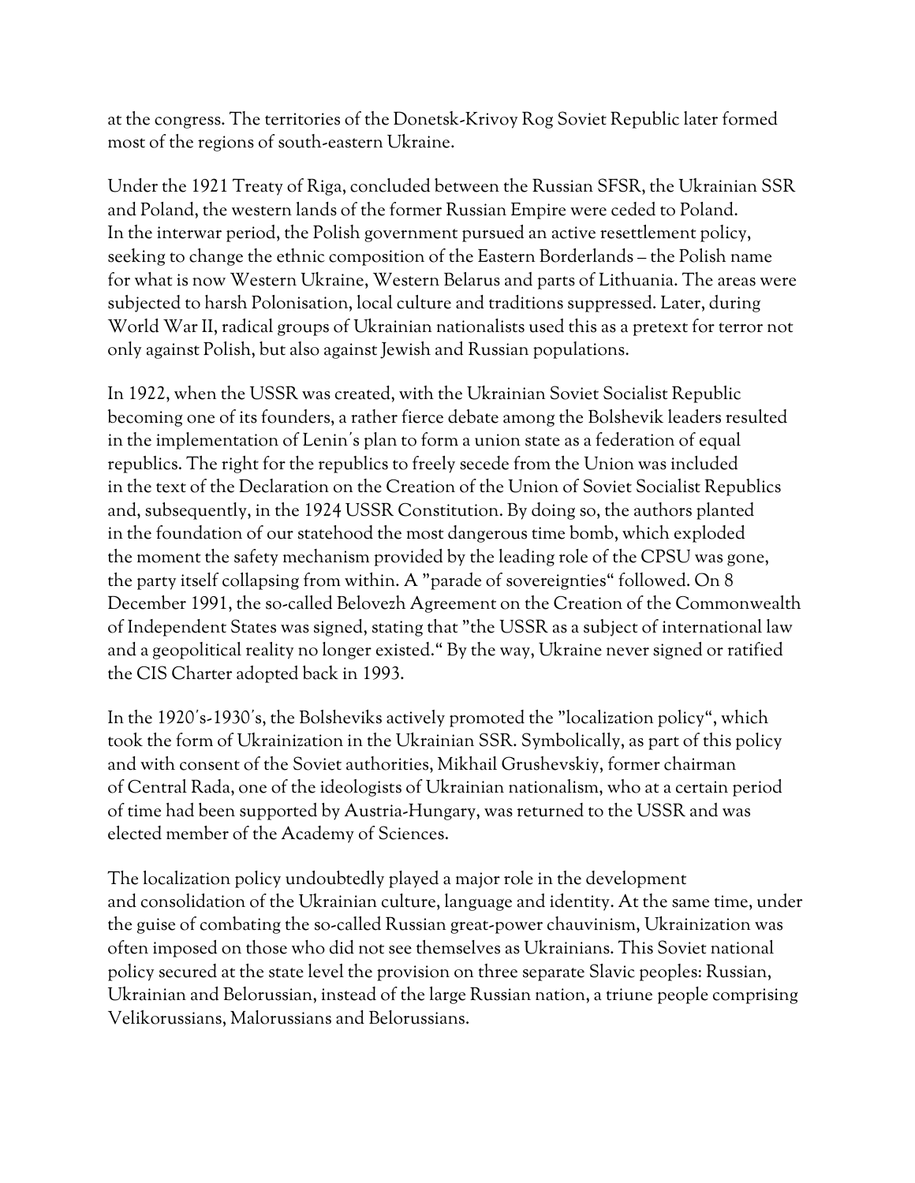at the congress. The territories of the Donetsk-Krivoy Rog Soviet Republic later formed most of the regions of south-eastern Ukraine.

Under the 1921 Treaty of Riga, concluded between the Russian SFSR, the Ukrainian SSR and Poland, the western lands of the former Russian Empire were ceded to Poland. In the interwar period, the Polish government pursued an active resettlement policy, seeking to change the ethnic composition of the Eastern Borderlands – the Polish name for what is now Western Ukraine, Western Belarus and parts of Lithuania. The areas were subjected to harsh Polonisation, local culture and traditions suppressed. Later, during World War II, radical groups of Ukrainian nationalists used this as a pretext for terror not only against Polish, but also against Jewish and Russian populations.

In 1922, when the USSR was created, with the Ukrainian Soviet Socialist Republic becoming one of its founders, a rather fierce debate among the Bolshevik leaders resulted in the implementation of Lenin's plan to form a union state as a federation of equal republics. The right for the republics to freely secede from the Union was included in the text of the Declaration on the Creation of the Union of Soviet Socialist Republics and, subsequently, in the 1924 USSR Constitution. By doing so, the authors planted in the foundation of our statehood the most dangerous time bomb, which exploded the moment the safety mechanism provided by the leading role of the CPSU was gone, the party itself collapsing from within. A "parade of sovereignties" followed. On 8 December 1991, the so-called Belovezh Agreement on the Creation of the Commonwealth of Independent States was signed, stating that "the USSR as a subject of international law and a geopolitical reality no longer existed." By the way, Ukraine never signed or ratified the CIS Charter adopted back in 1993.

In the 1920's-1930's, the Bolsheviks actively promoted the "localization policy", which took the form of Ukrainization in the Ukrainian SSR. Symbolically, as part of this policy and with consent of the Soviet authorities, Mikhail Grushevskiy, former chairman of Central Rada, one of the ideologists of Ukrainian nationalism, who at a certain period of time had been supported by Austria-Hungary, was returned to the USSR and was elected member of the Academy of Sciences.

The localization policy undoubtedly played a major role in the development and consolidation of the Ukrainian culture, language and identity. At the same time, under the guise of combating the so-called Russian great-power chauvinism, Ukrainization was often imposed on those who did not see themselves as Ukrainians. This Soviet national policy secured at the state level the provision on three separate Slavic peoples: Russian, Ukrainian and Belorussian, instead of the large Russian nation, a triune people comprising Velikorussians, Malorussians and Belorussians.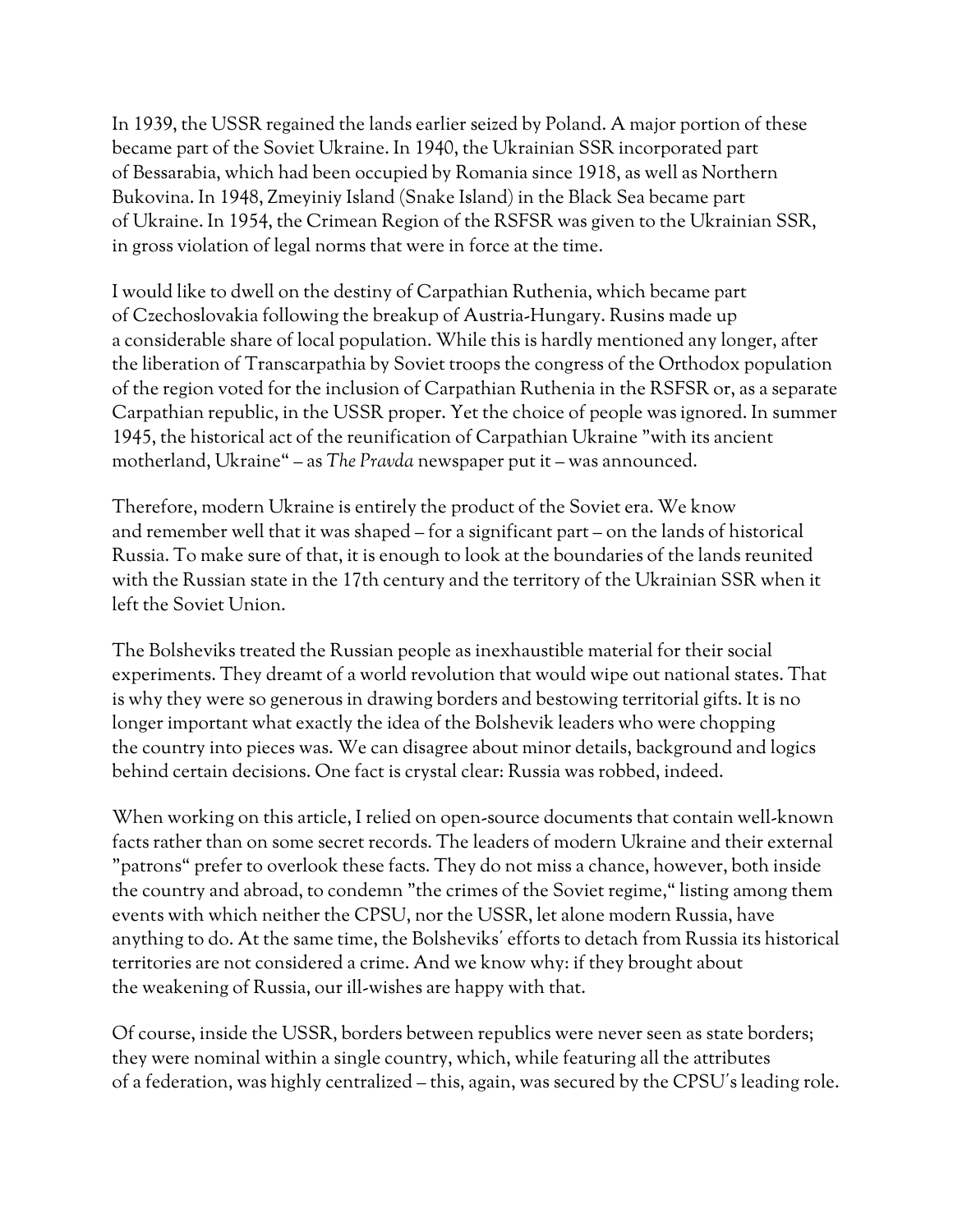In 1939, the USSR regained the lands earlier seized by Poland. A major portion of these became part of the Soviet Ukraine. In 1940, the Ukrainian SSR incorporated part of Bessarabia, which had been occupied by Romania since 1918, as well as Northern Bukovina. In 1948, Zmeyiniy Island (Snake Island) in the Black Sea became part of Ukraine. In 1954, the Crimean Region of the RSFSR was given to the Ukrainian SSR, in gross violation of legal norms that were in force at the time.

I would like to dwell on the destiny of Carpathian Ruthenia, which became part of Czechoslovakia following the breakup of Austria-Hungary. Rusins made up a considerable share of local population. While this is hardly mentioned any longer, after the liberation of Transcarpathia by Soviet troops the congress of the Orthodox population of the region voted for the inclusion of Carpathian Ruthenia in the RSFSR or, as a separate Carpathian republic, in the USSR proper. Yet the choice of people was ignored. In summer 1945, the historical act of the reunification of Carpathian Ukraine "with its ancient motherland, Ukraine" – as *The Pravda* newspaper put it – was announced.

Therefore, modern Ukraine is entirely the product of the Soviet era. We know and remember well that it was shaped – for a significant part – on the lands of historical Russia. To make sure of that, it is enough to look at the boundaries of the lands reunited with the Russian state in the 17th century and the territory of the Ukrainian SSR when it left the Soviet Union.

The Bolsheviks treated the Russian people as inexhaustible material for their social experiments. They dreamt of a world revolution that would wipe out national states. That is why they were so generous in drawing borders and bestowing territorial gifts. It is no longer important what exactly the idea of the Bolshevik leaders who were chopping the country into pieces was. We can disagree about minor details, background and logics behind certain decisions. One fact is crystal clear: Russia was robbed, indeed.

When working on this article, I relied on open-source documents that contain well-known facts rather than on some secret records. The leaders of modern Ukraine and their external "patrons" prefer to overlook these facts. They do not miss a chance, however, both inside the country and abroad, to condemn "the crimes of the Soviet regime," listing among them events with which neither the CPSU, nor the USSR, let alone modern Russia, have anything to do. At the same time, the Bolsheviks' efforts to detach from Russia its historical territories are not considered a crime. And we know why: if they brought about the weakening of Russia, our ill-wishes are happy with that.

Of course, inside the USSR, borders between republics were never seen as state borders; they were nominal within a single country, which, while featuring all the attributes of a federation, was highly centralized – this, again, was secured by the CPSU's leading role.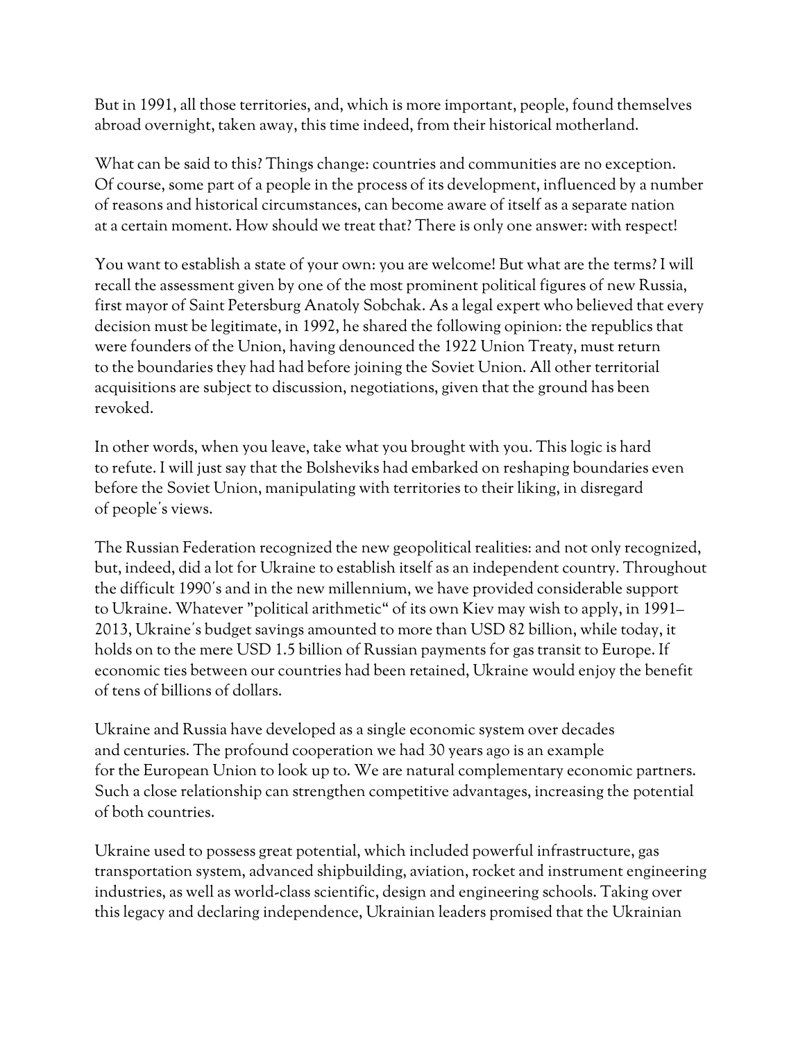But in 1991, all those territories, and, which is more important, people, found themselves abroad overnight, taken away, this time indeed, from their historical motherland.

What can be said to this? Things change: countries and communities are no exception. Of course, some part of a people in the process of its development, influenced by a number of reasons and historical circumstances, can become aware of itself as a separate nation at a certain moment. How should we treat that? There is only one answer: with respect!

You want to establish a state of your own: you are welcome! But what are the terms? I will recall the assessment given by one of the most prominent political figures of new Russia, first mayor of Saint Petersburg Anatoly Sobchak. As a legal expert who believed that every decision must be legitimate, in 1992, he shared the following opinion: the republics that were founders of the Union, having denounced the 1922 Union Treaty, must return to the boundaries they had had before joining the Soviet Union. All other territorial acquisitions are subject to discussion, negotiations, given that the ground has been revoked.

In other words, when you leave, take what you brought with you. This logic is hard to refute. I will just say that the Bolsheviks had embarked on reshaping boundaries even before the Soviet Union, manipulating with territories to their liking, in disregard of people's views.

The Russian Federation recognized the new geopolitical realities: and not only recognized, but, indeed, did a lot for Ukraine to establish itself as an independent country. Throughout the difficult 1990's and in the new millennium, we have provided considerable support to Ukraine. Whatever "political arithmetic" of its own Kiev may wish to apply, in 1991–2013, Ukraine's budget savings amounted to more than USD 82 billion, while today, it holds on to the mere USD 1.5 billion of Russian payments for gas transit to Europe. If economic ties between our countries had been retained, Ukraine would enjoy the benefit of tens of billions of dollars.

Ukraine and Russia have developed as a single economic system over decades and centuries. The profound cooperation we had 30 years ago is an example for the European Union to look up to. We are natural complementary economic partners. Such a close relationship can strengthen competitive advantages, increasing the potential of both countries.

Ukraine used to possess great potential, which included powerful infrastructure, gas transportation system, advanced shipbuilding, aviation, rocket and instrument engineering industries, as well as world-class scientific, design and engineering schools. Taking over this legacy and declaring independence, Ukrainian leaders promised that the Ukrainian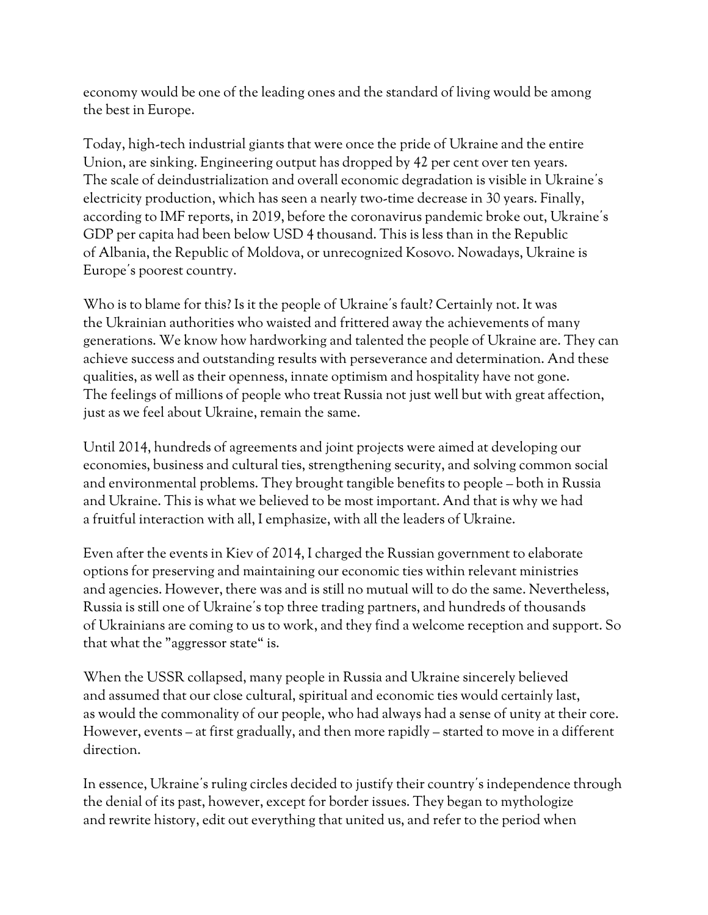economy would be one of the leading ones and the standard of living would be among the best in Europe.

Today, high-tech industrial giants that were once the pride of Ukraine and the entire Union, are sinking. Engineering output has dropped by 42 per cent over ten years. The scale of deindustrialization and overall economic degradation is visible in Ukraine's electricity production, which has seen a nearly two-time decrease in 30 years. Finally, according to IMF reports, in 2019, before the coronavirus pandemic broke out, Ukraine's GDP per capita had been below USD 4 thousand. This is less than in the Republic of Albania, the Republic of Moldova, or unrecognized Kosovo. Nowadays, Ukraine is Europe's poorest country.

Who is to blame for this? Is it the people of Ukraine's fault? Certainly not. It was the Ukrainian authorities who waisted and frittered away the achievements of many generations. We know how hardworking and talented the people of Ukraine are. They can achieve success and outstanding results with perseverance and determination. And these qualities, as well as their openness, innate optimism and hospitality have not gone. The feelings of millions of people who treat Russia not just well but with great affection, just as we feel about Ukraine, remain the same.

Until 2014, hundreds of agreements and joint projects were aimed at developing our economies, business and cultural ties, strengthening security, and solving common social and environmental problems. They brought tangible benefits to people – both in Russia and Ukraine. This is what we believed to be most important. And that is why we had a fruitful interaction with all, I emphasize, with all the leaders of Ukraine.

Even after the events in Kiev of 2014, I charged the Russian government to elaborate options for preserving and maintaining our economic ties within relevant ministries and agencies. However, there was and is still no mutual will to do the same. Nevertheless, Russia is still one of Ukraine's top three trading partners, and hundreds of thousands of Ukrainians are coming to us to work, and they find a welcome reception and support. So that what the "aggressor state" is.

When the USSR collapsed, many people in Russia and Ukraine sincerely believed and assumed that our close cultural, spiritual and economic ties would certainly last, as would the commonality of our people, who had always had a sense of unity at their core. However, events – at first gradually, and then more rapidly – started to move in a different direction.

In essence, Ukraine's ruling circles decided to justify their country's independence through the denial of its past, however, except for border issues. They began to mythologize and rewrite history, edit out everything that united us, and refer to the period when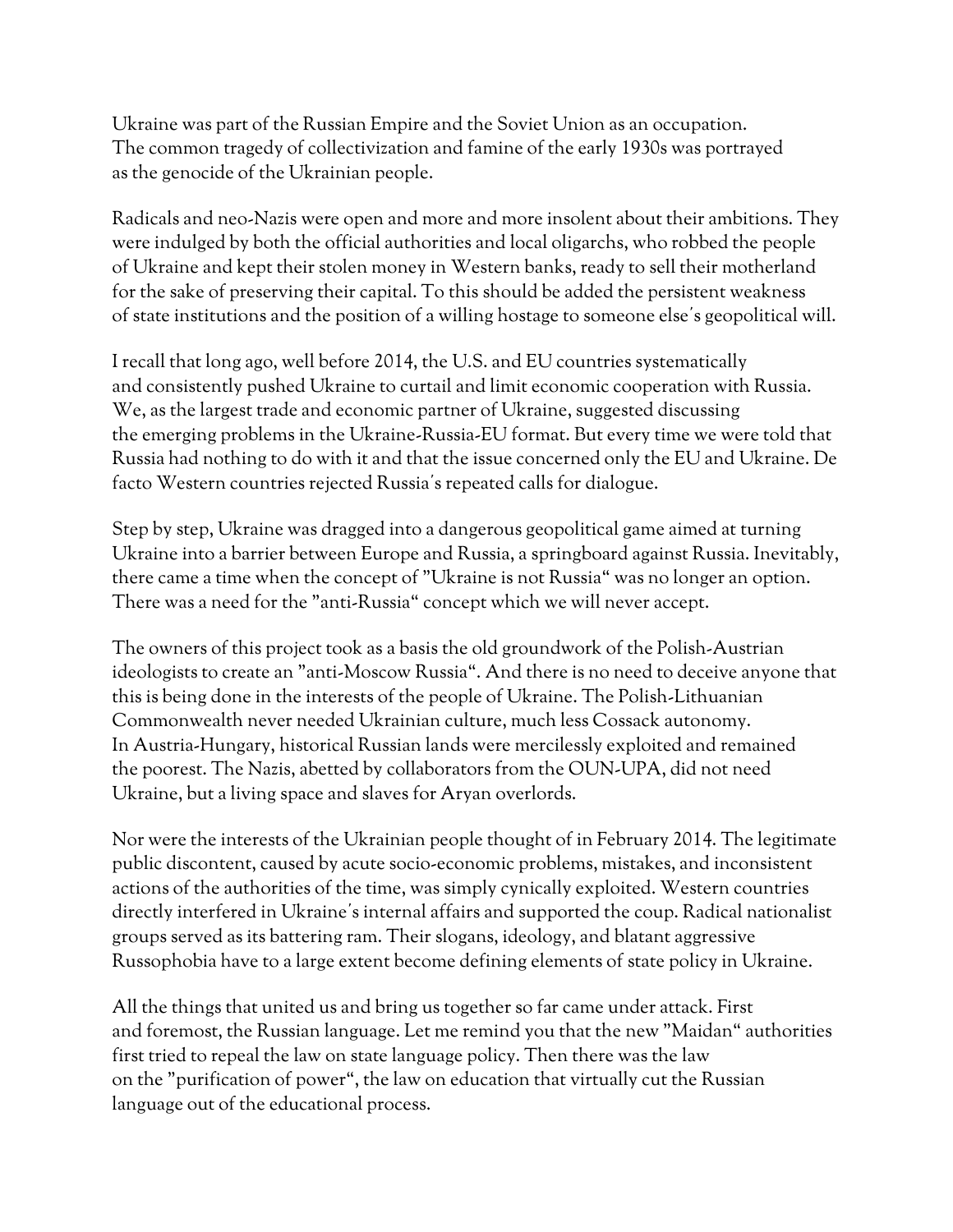Ukraine was part of the Russian Empire and the Soviet Union as an occupation. The common tragedy of collectivization and famine of the early 1930s was portrayed as the genocide of the Ukrainian people.

Radicals and neo-Nazis were open and more and more insolent about their ambitions. They were indulged by both the official authorities and local oligarchs, who robbed the people of Ukraine and kept their stolen money in Western banks, ready to sell their motherland for the sake of preserving their capital. To this should be added the persistent weakness of state institutions and the position of a willing hostage to someone else's geopolitical will.

I recall that long ago, well before 2014, the U.S. and EU countries systematically and consistently pushed Ukraine to curtail and limit economic cooperation with Russia. We, as the largest trade and economic partner of Ukraine, suggested discussing the emerging problems in the Ukraine-Russia-EU format. But every time we were told that Russia had nothing to do with it and that the issue concerned only the EU and Ukraine. De facto Western countries rejected Russia's repeated calls for dialogue.

Step by step, Ukraine was dragged into a dangerous geopolitical game aimed at turning Ukraine into a barrier between Europe and Russia, a springboard against Russia. Inevitably, there came a time when the concept of "Ukraine is not Russia" was no longer an option. There was a need for the "anti-Russia" concept which we will never accept.

The owners of this project took as a basis the old groundwork of the Polish-Austrian ideologists to create an "anti-Moscow Russia". And there is no need to deceive anyone that this is being done in the interests of the people of Ukraine. The Polish-Lithuanian Commonwealth never needed Ukrainian culture, much less Cossack autonomy. In Austria-Hungary, historical Russian lands were mercilessly exploited and remained the poorest. The Nazis, abetted by collaborators from the OUN-UPA, did not need Ukraine, but a living space and slaves for Aryan overlords.

Nor were the interests of the Ukrainian people thought of in February 2014. The legitimate public discontent, caused by acute socio-economic problems, mistakes, and inconsistent actions of the authorities of the time, was simply cynically exploited. Western countries directly interfered in Ukraine's internal affairs and supported the coup. Radical nationalist groups served as its battering ram. Their slogans, ideology, and blatant aggressive Russophobia have to a large extent become defining elements of state policy in Ukraine.

All the things that united us and bring us together so far came under attack. First and foremost, the Russian language. Let me remind you that the new "Maidan" authorities first tried to repeal the law on state language policy. Then there was the law on the "purification of power", the law on education that virtually cut the Russian language out of the educational process.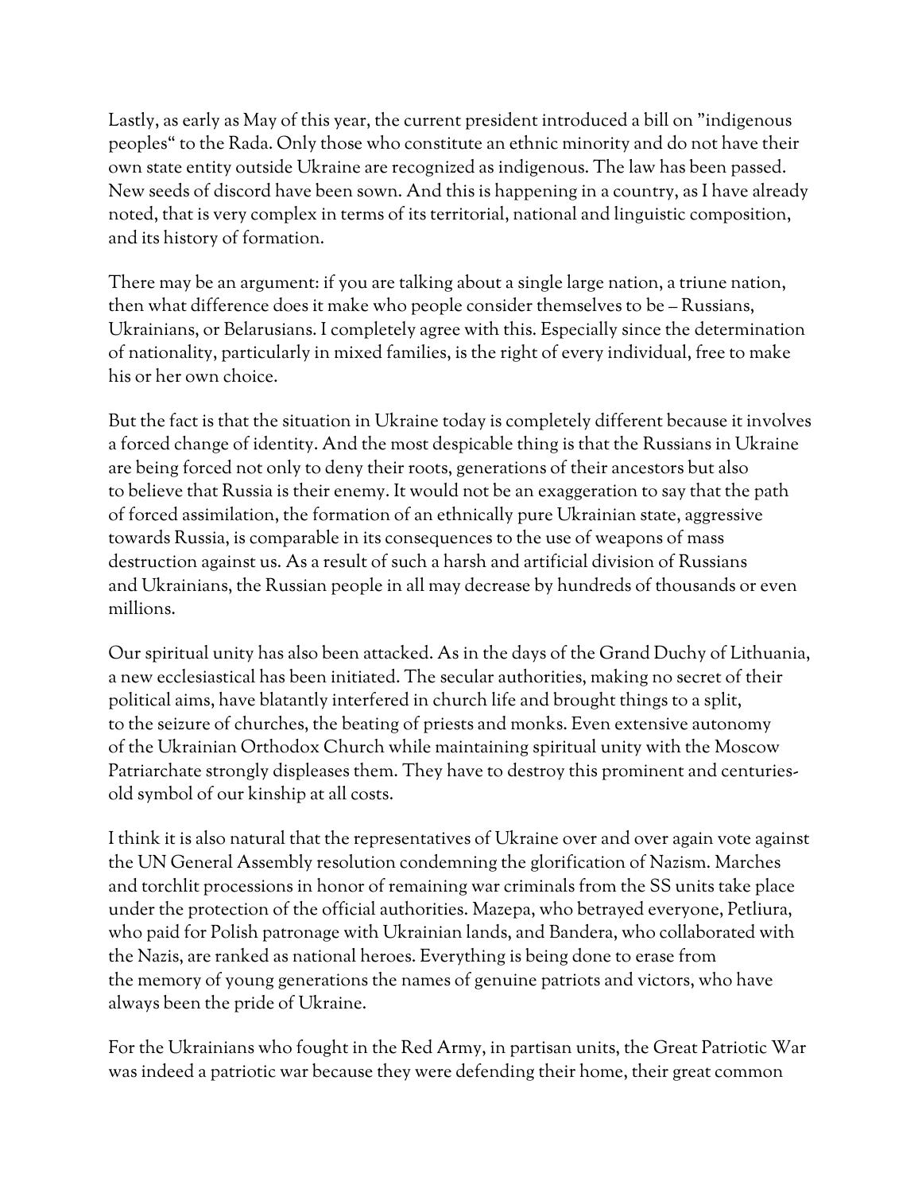Lastly, as early as May of this year, the current president introduced a bill on "indigenous peoples" to the Rada. Only those who constitute an ethnic minority and do not have their own state entity outside Ukraine are recognized as indigenous. The law has been passed. New seeds of discord have been sown. And this is happening in a country, as I have already noted, that is very complex in terms of its territorial, national and linguistic composition, and its history of formation.

There may be an argument: if you are talking about a single large nation, a triune nation, then what difference does it make who people consider themselves to be – Russians, Ukrainians, or Belarusians. I completely agree with this. Especially since the determination of nationality, particularly in mixed families, is the right of every individual, free to make his or her own choice.

But the fact is that the situation in Ukraine today is completely different because it involves a forced change of identity. And the most despicable thing is that the Russians in Ukraine are being forced not only to deny their roots, generations of their ancestors but also to believe that Russia is their enemy. It would not be an exaggeration to say that the path of forced assimilation, the formation of an ethnically pure Ukrainian state, aggressive towards Russia, is comparable in its consequences to the use of weapons of mass destruction against us. As a result of such a harsh and artificial division of Russians and Ukrainians, the Russian people in all may decrease by hundreds of thousands or even millions.

Our spiritual unity has also been attacked. As in the days of the Grand Duchy of Lithuania, a new ecclesiastical has been initiated. The secular authorities, making no secret of their political aims, have blatantly interfered in church life and brought things to a split, to the seizure of churches, the beating of priests and monks. Even extensive autonomy of the Ukrainian Orthodox Church while maintaining spiritual unity with the Moscow Patriarchate strongly displeases them. They have to destroy this prominent and centuries-old symbol of our kinship at all costs.

I think it is also natural that the representatives of Ukraine over and over again vote against the UN General Assembly resolution condemning the glorification of Nazism. Marches and torchlit processions in honor of remaining war criminals from the SS units take place under the protection of the official authorities. Mazepa, who betrayed everyone, Petliura, who paid for Polish patronage with Ukrainian lands, and Bandera, who collaborated with the Nazis, are ranked as national heroes. Everything is being done to erase from the memory of young generations the names of genuine patriots and victors, who have always been the pride of Ukraine.

For the Ukrainians who fought in the Red Army, in partisan units, the Great Patriotic War was indeed a patriotic war because they were defending their home, their great common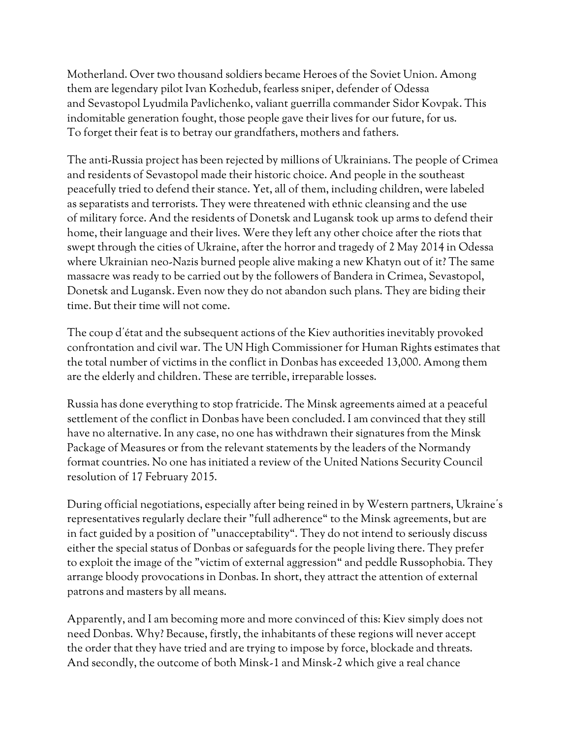Motherland. Over two thousand soldiers became Heroes of the Soviet Union. Among them are legendary pilot Ivan Kozhedub, fearless sniper, defender of Odessa and Sevastopol Lyudmila Pavlichenko, valiant guerrilla commander Sidor Kovpak. This indomitable generation fought, those people gave their lives for our future, for us. To forget their feat is to betray our grandfathers, mothers and fathers.

The anti-Russia project has been rejected by millions of Ukrainians. The people of Crimea and residents of Sevastopol made their historic choice. And people in the southeast peacefully tried to defend their stance. Yet, all of them, including children, were labeled as separatists and terrorists. They were threatened with ethnic cleansing and the use of military force. And the residents of Donetsk and Lugansk took up arms to defend their home, their language and their lives. Were they left any other choice after the riots that swept through the cities of Ukraine, after the horror and tragedy of 2 May 2014 in Odessa where Ukrainian neo-Nazis burned people alive making a new Khatyn out of it? The same massacre was ready to be carried out by the followers of Bandera in Crimea, Sevastopol, Donetsk and Lugansk. Even now they do not abandon such plans. They are biding their time. But their time will not come.

The coup d'état and the subsequent actions of the Kiev authorities inevitably provoked confrontation and civil war. The UN High Commissioner for Human Rights estimates that the total number of victims in the conflict in Donbas has exceeded 13,000. Among them are the elderly and children. These are terrible, irreparable losses.

Russia has done everything to stop fratricide. The Minsk agreements aimed at a peaceful settlement of the conflict in Donbas have been concluded. I am convinced that they still have no alternative. In any case, no one has withdrawn their signatures from the Minsk Package of Measures or from the relevant statements by the leaders of the Normandy format countries. No one has initiated a review of the United Nations Security Council resolution of 17 February 2015.

During official negotiations, especially after being reined in by Western partners, Ukraine's representatives regularly declare their "full adherence" to the Minsk agreements, but are in fact guided by a position of "unacceptability". They do not intend to seriously discuss either the special status of Donbas or safeguards for the people living there. They prefer to exploit the image of the "victim of external aggression" and peddle Russophobia. They arrange bloody provocations in Donbas. In short, they attract the attention of external patrons and masters by all means.

Apparently, and I am becoming more and more convinced of this: Kiev simply does not need Donbas. Why? Because, firstly, the inhabitants of these regions will never accept the order that they have tried and are trying to impose by force, blockade and threats. And secondly, the outcome of both Minsk-1 and Minsk-2 which give a real chance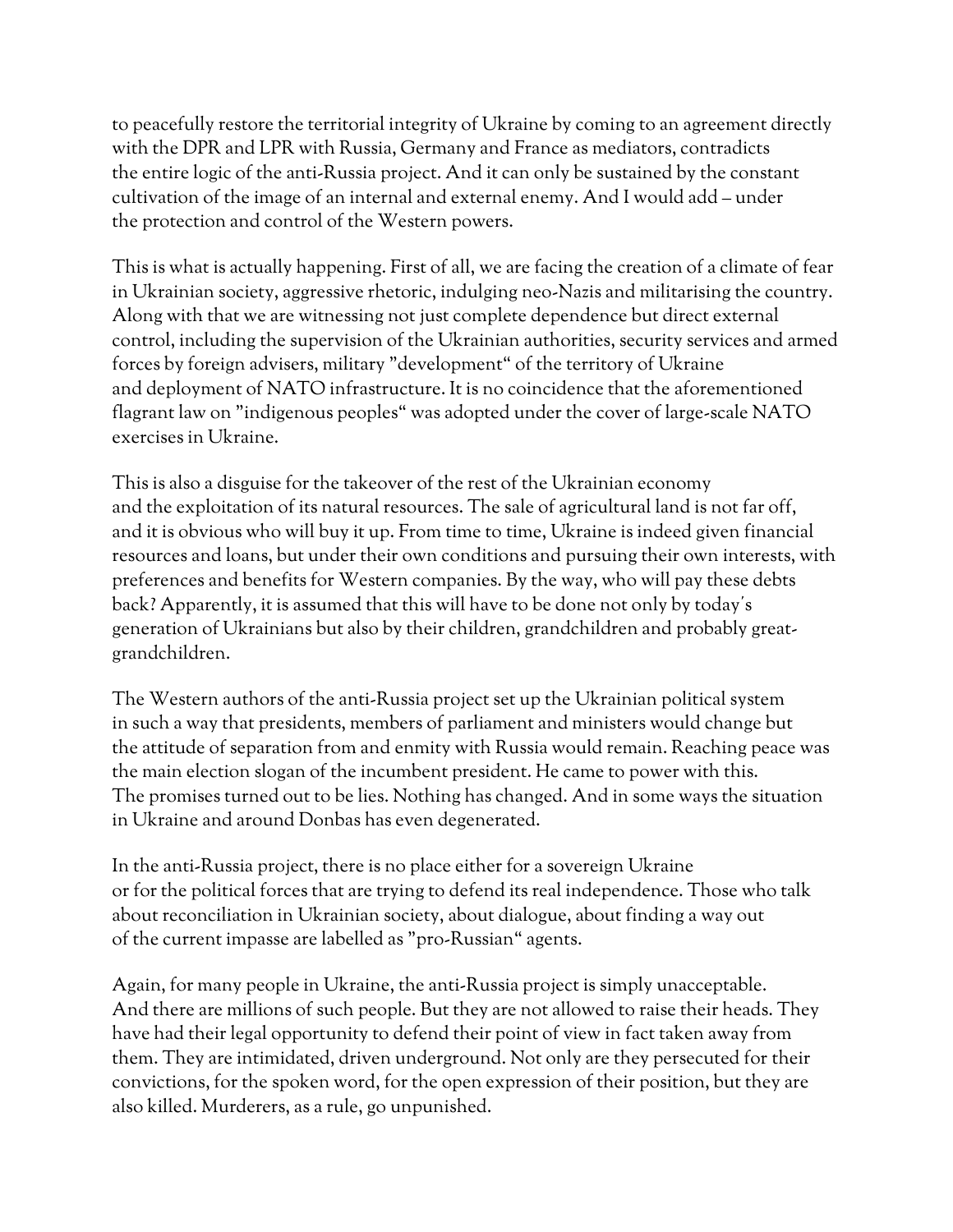to peacefully restore the territorial integrity of Ukraine by coming to an agreement directly with the DPR and LPR with Russia, Germany and France as mediators, contradicts the entire logic of the anti-Russia project. And it can only be sustained by the constant cultivation of the image of an internal and external enemy. And I would add – under the protection and control of the Western powers.

This is what is actually happening. First of all, we are facing the creation of a climate of fear in Ukrainian society, aggressive rhetoric, indulging neo-Nazis and militarising the country. Along with that we are witnessing not just complete dependence but direct external control, including the supervision of the Ukrainian authorities, security services and armed forces by foreign advisers, military "development" of the territory of Ukraine and deployment of NATO infrastructure. It is no coincidence that the aforementioned flagrant law on "indigenous peoples" was adopted under the cover of large-scale NATO exercises in Ukraine.

This is also a disguise for the takeover of the rest of the Ukrainian economy and the exploitation of its natural resources. The sale of agricultural land is not far off, and it is obvious who will buy it up. From time to time, Ukraine is indeed given financial resources and loans, but under their own conditions and pursuing their own interests, with preferences and benefits for Western companies. By the way, who will pay these debts back? Apparently, it is assumed that this will have to be done not only by today's generation of Ukrainians but also by their children, grandchildren and probably great-grandchildren.

The Western authors of the anti-Russia project set up the Ukrainian political system in such a way that presidents, members of parliament and ministers would change but the attitude of separation from and enmity with Russia would remain. Reaching peace was the main election slogan of the incumbent president. He came to power with this. The promises turned out to be lies. Nothing has changed. And in some ways the situation in Ukraine and around Donbas has even degenerated.

In the anti-Russia project, there is no place either for a sovereign Ukraine or for the political forces that are trying to defend its real independence. Those who talk about reconciliation in Ukrainian society, about dialogue, about finding a way out of the current impasse are labelled as "pro-Russian" agents.

Again, for many people in Ukraine, the anti-Russia project is simply unacceptable. And there are millions of such people. But they are not allowed to raise their heads. They have had their legal opportunity to defend their point of view in fact taken away from them. They are intimidated, driven underground. Not only are they persecuted for their convictions, for the spoken word, for the open expression of their position, but they are also killed. Murderers, as a rule, go unpunished.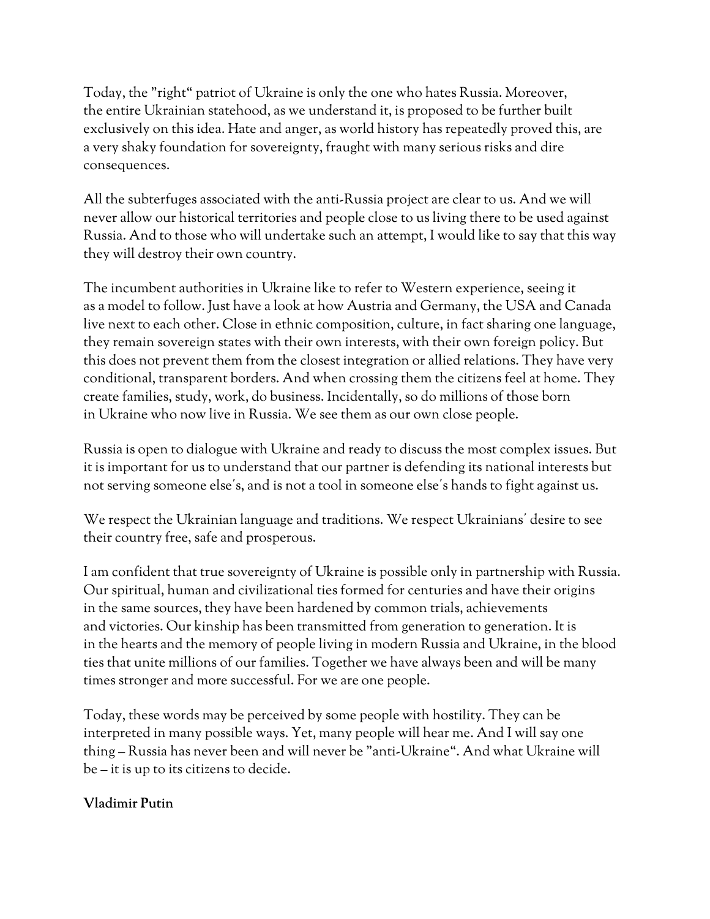Today, the "right" patriot of Ukraine is only the one who hates Russia. Moreover, the entire Ukrainian statehood, as we understand it, is proposed to be further built exclusively on this idea. Hate and anger, as world history has repeatedly proved this, are a very shaky foundation for sovereignty, fraught with many serious risks and dire consequences.

All the subterfuges associated with the anti-Russia project are clear to us. And we will never allow our historical territories and people close to us living there to be used against Russia. And to those who will undertake such an attempt, I would like to say that this way they will destroy their own country.

The incumbent authorities in Ukraine like to refer to Western experience, seeing it as a model to follow. Just have a look at how Austria and Germany, the USA and Canada live next to each other. Close in ethnic composition, culture, in fact sharing one language, they remain sovereign states with their own interests, with their own foreign policy. But this does not prevent them from the closest integration or allied relations. They have very conditional, transparent borders. And when crossing them the citizens feel at home. They create families, study, work, do business. Incidentally, so do millions of those born in Ukraine who now live in Russia. We see them as our own close people.

Russia is open to dialogue with Ukraine and ready to discuss the most complex issues. But it is important for us to understand that our partner is defending its national interests but not serving someone else's, and is not a tool in someone else's hands to fight against us.

We respect the Ukrainian language and traditions. We respect Ukrainians' desire to see their country free, safe and prosperous.

I am confident that true sovereignty of Ukraine is possible only in partnership with Russia. Our spiritual, human and civilizational ties formed for centuries and have their origins in the same sources, they have been hardened by common trials, achievements and victories. Our kinship has been transmitted from generation to generation. It is in the hearts and the memory of people living in modern Russia and Ukraine, in the blood ties that unite millions of our families. Together we have always been and will be many times stronger and more successful. For we are one people.

Today, these words may be perceived by some people with hostility. They can be interpreted in many possible ways. Yet, many people will hear me. And I will say one thing – Russia has never been and will never be "anti-Ukraine". And what Ukraine will be – it is up to its citizens to decide.

**Vladimir Putin**